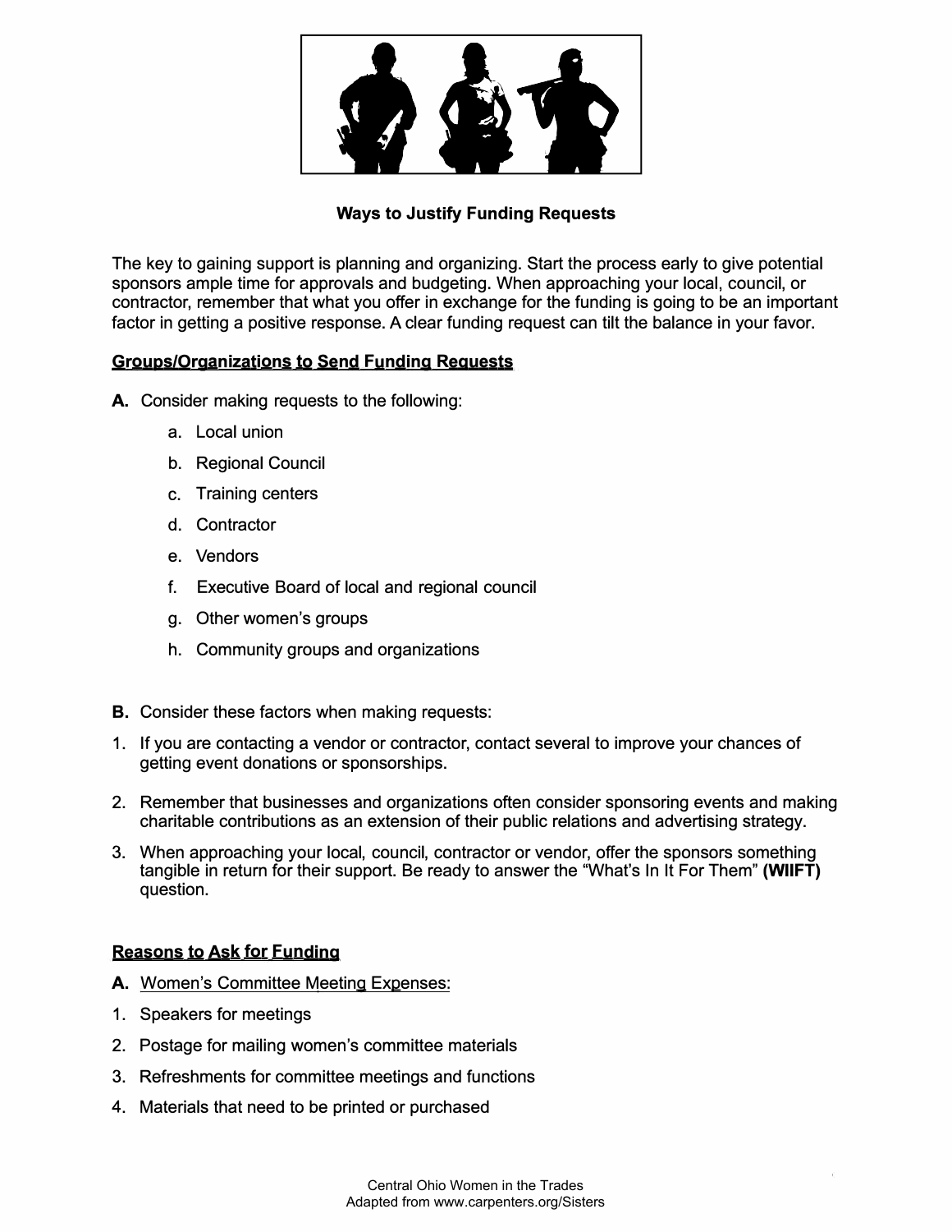## Ways to Justify Funding Requests

The key to gaining support is planning and organizing. Start the process early to give potential sponsors ample time for approvals and budgeting. When approaching your local, council, or contractor, remember that what you offer in exchange for the funding is going to be an important factor in getting a positive response. A clear funding request can tilt the balance in your favor.

### Groups/Organizations to Send Funding Requests

**A.** Consider making requests to the following:

- a. Local union
- b. Regional Council
- c. Training centers
- d. Contractor
- e. Vendors
- f. Executive Board of local and regional council
- g. Other women's groups
- h. Community groups and organizations

**B.** Consider these factors when making requests:

1. If you are contacting a vendor or contractor, contact several to improve your chances of getting event donations or sponsorships.
2. Remember that businesses and organizations often consider sponsoring events and making charitable contributions as an extension of their public relations and advertising strategy.
3. When approaching your local, council, contractor or vendor, offer the sponsors something tangible in return for their support. Be ready to answer the "What's In It For Them" **(WIIFT)** question.

### Reasons to Ask for Funding

**A.** Women's Committee Meeting Expenses:

1. Speakers for meetings
2. Postage for mailing women's committee materials
3. Refreshments for committee meetings and functions
4. Materials that need to be printed or purchased

Central Ohio Women in the Trades
Adapted from www.carpenters.org/Sisters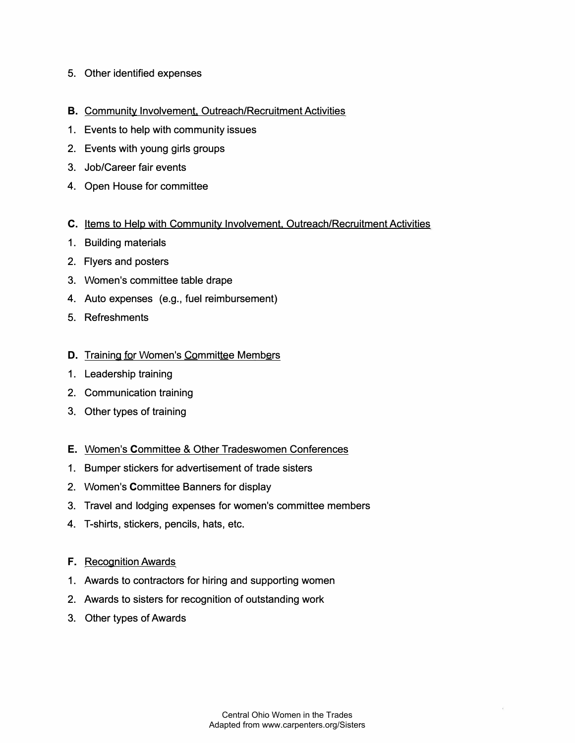5. Other identified expenses

**B.** Community Involvement, Outreach/Recruitment Activities

1. Events to help with community issues
2. Events with young girls groups
3. Job/Career fair events
4. Open House for committee

**C.** Items to Help with Community Involvement, Outreach/Recruitment Activities

1. Building materials
2. Flyers and posters
3. Women's committee table drape
4. Auto expenses (e.g., fuel reimbursement)
5. Refreshments

**D.** Training for Women's Committee Members

1. Leadership training
2. Communication training
3. Other types of training

**E.** Women's Committee & Other Tradeswomen Conferences

1. Bumper stickers for advertisement of trade sisters
2. Women's Committee Banners for display
3. Travel and lodging expenses for women's committee members
4. T-shirts, stickers, pencils, hats, etc.

**F.** Recognition Awards

1. Awards to contractors for hiring and supporting women
2. Awards to sisters for recognition of outstanding work
3. Other types of Awards

Central Ohio Women in the Trades
Adapted from www.carpenters.org/Sisters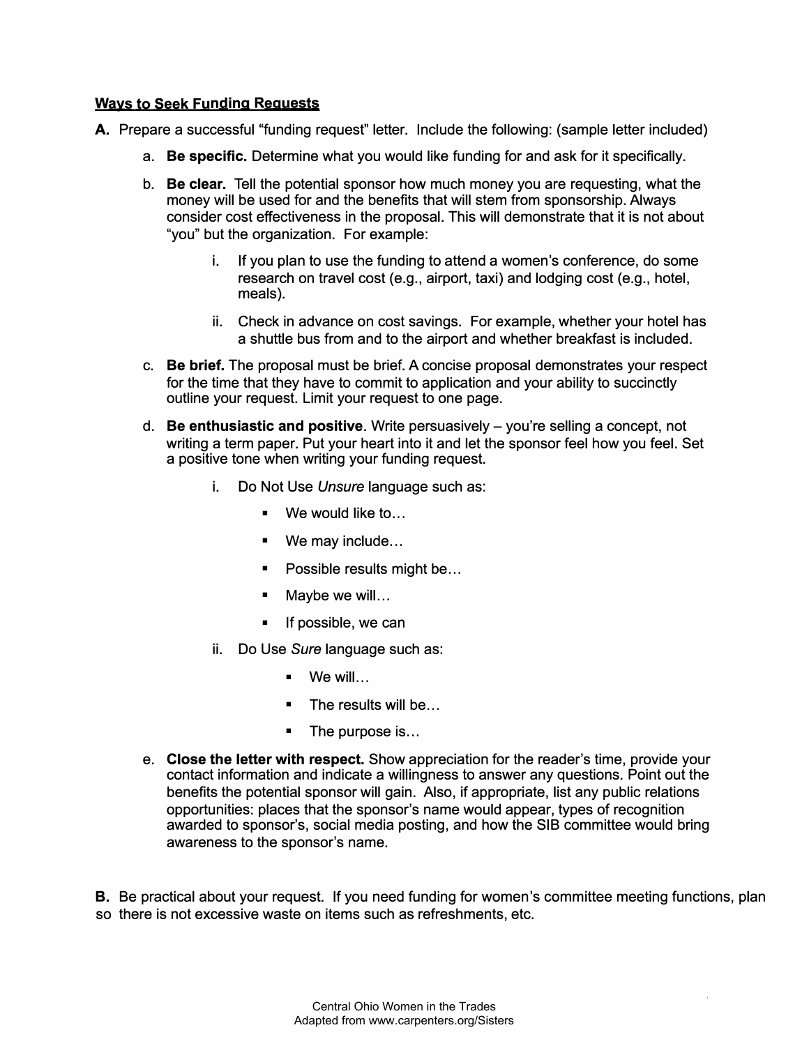**Ways to Seek Funding Requests**

**A.** Prepare a successful "funding request" letter. Include the following: (sample letter included)

a. **Be specific.** Determine what you would like funding for and ask for it specifically.

b. **Be clear.** Tell the potential sponsor how much money you are requesting, what the money will be used for and the benefits that will stem from sponsorship. Always consider cost effectiveness in the proposal. This will demonstrate that it is not about "you" but the organization. For example:

   i. If you plan to use the funding to attend a women's conference, do some research on travel cost (e.g., airport, taxi) and lodging cost (e.g., hotel, meals).

   ii. Check in advance on cost savings. For example, whether your hotel has a shuttle bus from and to the airport and whether breakfast is included.

c. **Be brief.** The proposal must be brief. A concise proposal demonstrates your respect for the time that they have to commit to application and your ability to succinctly outline your request. Limit your request to one page.

d. **Be enthusiastic and positive**. Write persuasively – you're selling a concept, not writing a term paper. Put your heart into it and let the sponsor feel how you feel. Set a positive tone when writing your funding request.

   i. Do Not Use *Unsure* language such as:

      - We would like to…
      - We may include…
      - Possible results might be…
      - Maybe we will…
      - If possible, we can

   ii. Do Use *Sure* language such as:

      - We will…
      - The results will be…
      - The purpose is…

e. **Close the letter with respect.** Show appreciation for the reader's time, provide your contact information and indicate a willingness to answer any questions. Point out the benefits the potential sponsor will gain. Also, if appropriate, list any public relations opportunities: places that the sponsor's name would appear, types of recognition awarded to sponsor's, social media posting, and how the SIB committee would bring awareness to the sponsor's name.

**B.** Be practical about your request. If you need funding for women's committee meeting functions, plan so there is not excessive waste on items such as refreshments, etc.

Central Ohio Women in the Trades
Adapted from www.carpenters.org/Sisters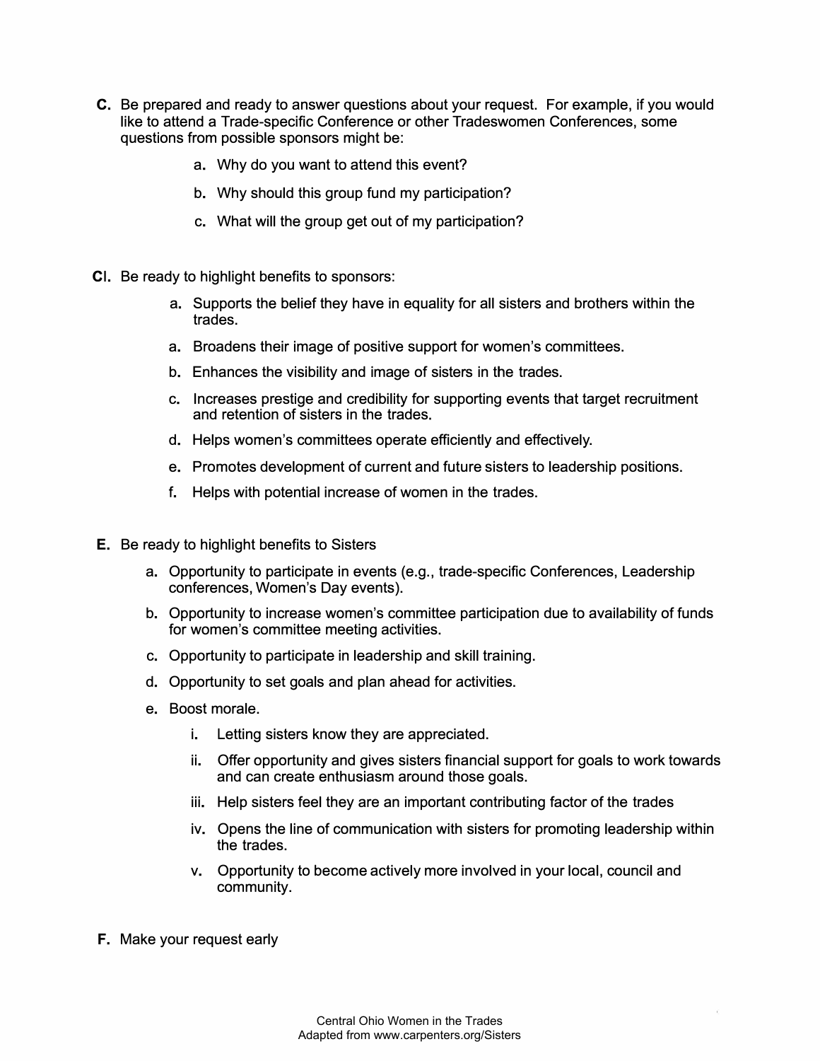**C.** Be prepared and ready to answer questions about your request. For example, if you would like to attend a Trade-specific Conference or other Tradeswomen Conferences, some questions from possible sponsors might be:

a. Why do you want to attend this event?

b. Why should this group fund my participation?

c. What will the group get out of my participation?

**CI.** Be ready to highlight benefits to sponsors:

a. Supports the belief they have in equality for all sisters and brothers within the trades.

a. Broadens their image of positive support for women's committees.

b. Enhances the visibility and image of sisters in the trades.

c. Increases prestige and credibility for supporting events that target recruitment and retention of sisters in the trades.

d. Helps women's committees operate efficiently and effectively.

e. Promotes development of current and future sisters to leadership positions.

f. Helps with potential increase of women in the trades.

**E.** Be ready to highlight benefits to Sisters

a. Opportunity to participate in events (e.g., trade-specific Conferences, Leadership conferences, Women's Day events).

b. Opportunity to increase women's committee participation due to availability of funds for women's committee meeting activities.

c. Opportunity to participate in leadership and skill training.

d. Opportunity to set goals and plan ahead for activities.

e. Boost morale.

i. Letting sisters know they are appreciated.

ii. Offer opportunity and gives sisters financial support for goals to work towards and can create enthusiasm around those goals.

iii. Help sisters feel they are an important contributing factor of the trades

iv. Opens the line of communication with sisters for promoting leadership within the trades.

v. Opportunity to become actively more involved in your local, council and community.

**F.** Make your request early

Central Ohio Women in the Trades
Adapted from www.carpenters.org/Sisters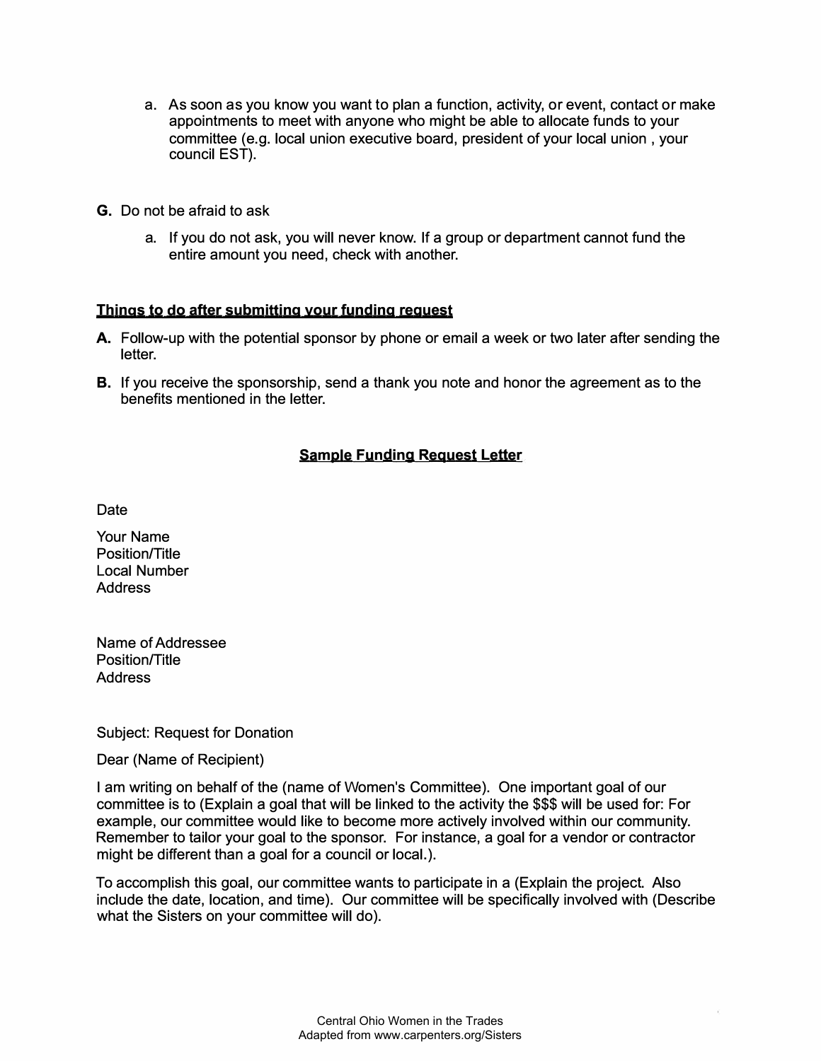a. As soon as you know you want to plan a function, activity, or event, contact or make appointments to meet with anyone who might be able to allocate funds to your committee (e.g. local union executive board, president of your local union , your council EST).

**G.** Do not be afraid to ask

a. If you do not ask, you will never know. If a group or department cannot fund the entire amount you need, check with another.

**Things to do after submitting your funding request**

**A.** Follow-up with the potential sponsor by phone or email a week or two later after sending the letter.

**B.** If you receive the sponsorship, send a thank you note and honor the agreement as to the benefits mentioned in the letter.

**Sample Funding Request Letter**

Date

Your Name
Position/Title
Local Number
Address

Name of Addressee
Position/Title
Address

Subject: Request for Donation

Dear (Name of Recipient)

I am writing on behalf of the (name of Women's Committee). One important goal of our committee is to (Explain a goal that will be linked to the activity the $$$ will be used for: For example, our committee would like to become more actively involved within our community. Remember to tailor your goal to the sponsor. For instance, a goal for a vendor or contractor might be different than a goal for a council or local.).

To accomplish this goal, our committee wants to participate in a (Explain the project. Also include the date, location, and time). Our committee will be specifically involved with (Describe what the Sisters on your committee will do).

Central Ohio Women in the Trades
Adapted from www.carpenters.org/Sisters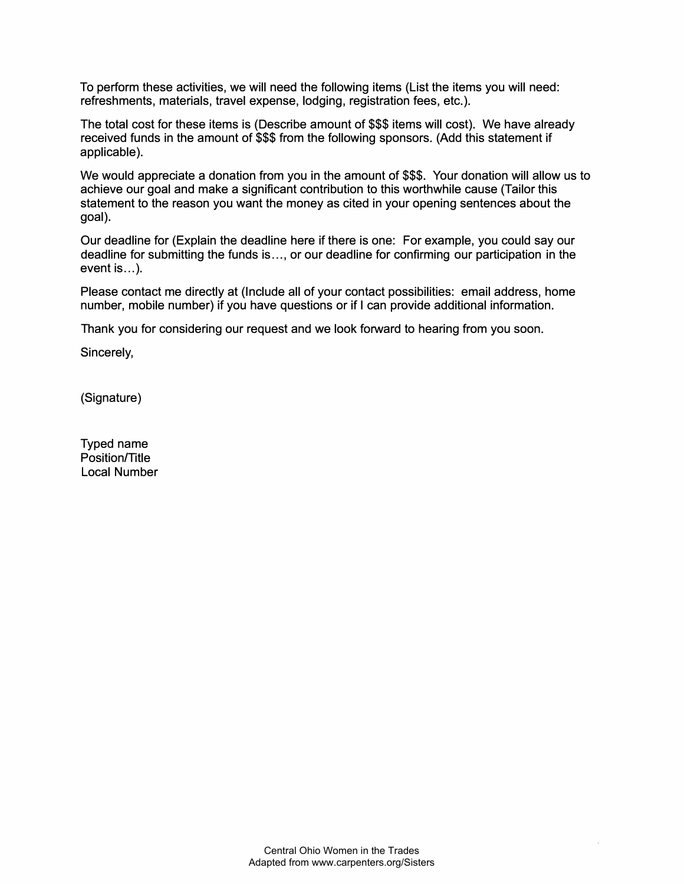To perform these activities, we will need the following items (List the items you will need: refreshments, materials, travel expense, lodging, registration fees, etc.).

The total cost for these items is (Describe amount of $$$ items will cost). We have already received funds in the amount of $$$ from the following sponsors. (Add this statement if applicable).

We would appreciate a donation from you in the amount of $$$. Your donation will allow us to achieve our goal and make a significant contribution to this worthwhile cause (Tailor this statement to the reason you want the money as cited in your opening sentences about the goal).

Our deadline for (Explain the deadline here if there is one: For example, you could say our deadline for submitting the funds is…, or our deadline for confirming our participation in the event is…).

Please contact me directly at (Include all of your contact possibilities: email address, home number, mobile number) if you have questions or if I can provide additional information.

Thank you for considering our request and we look forward to hearing from you soon.

Sincerely,

(Signature)

Typed name
Position/Title
Local Number